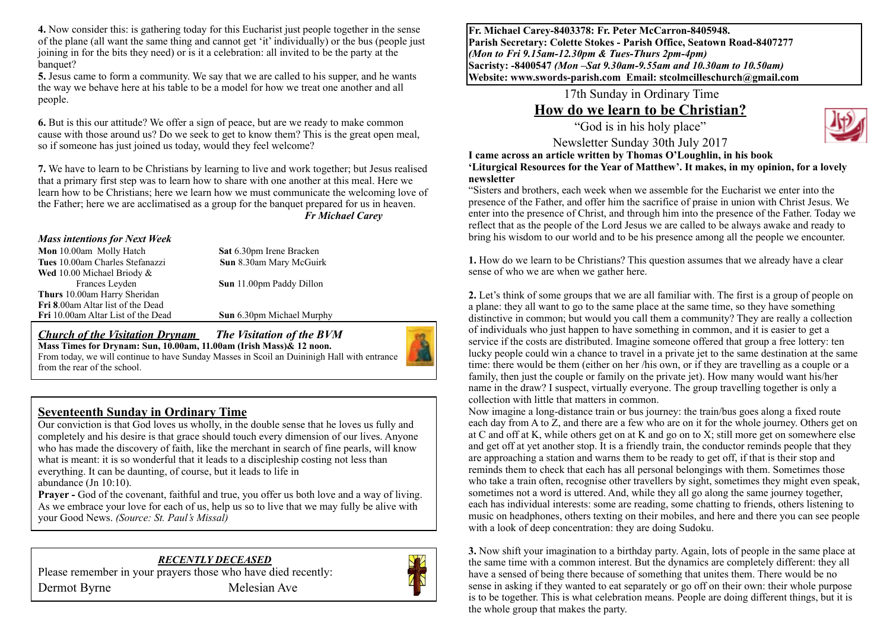**4.** Now consider this: is gathering today for this Eucharist just people together in the sense of the plane (all want the same thing and cannot get 'it' individually) or the bus (people just joining in for the bits they need) or is it a celebration: all invited to be the party at the banquet?

**5.** Jesus came to form a community. We say that we are called to his supper, and he wants the way we behave here at his table to be a model for how we treat one another and all people.

**6.** But is this our attitude? We offer a sign of peace, but are we ready to make common cause with those around us? Do we seek to get to know them? This is the great open meal, so if someone has just joined us today, would they feel welcome?

**7.** We have to learn to be Christians by learning to live and work together; but Jesus realised that a primary first step was to learn how to share with one another at this meal. Here we learn how to be Christians; here we learn how we must communicate the welcoming love of the Father; here we are acclimatised as a group for the banquet prepared for us in heaven.

*Fr Michael Carey*

***Mass intentions for Next Week***

| | |
|---|---|
| **Mon** 10.00am Molly Hatch | **Sat** 6.30pm Irene Bracken |
| **Tues** 10.00am Charles Stefanazzi | **Sun** 8.30am Mary McGuirk |
| **Wed** 10.00 Michael Briody & Frances Leyden | **Sun** 11.00pm Paddy Dillon |
| **Thurs** 10.00am Harry Sheridan | |
| **Fri 8**.00am Altar list of the Dead | |
| **Fri** 10.00am Altar List of the Dead | **Sun** 6.30pm Michael Murphy |

***Church of the Visitation Drynam*** ***The Visitation of the BVM***

**Mass Times for Drynam: Sun, 10.00am, 11.00am (Irish Mass)& 12 noon.**

From today, we will continue to have Sunday Masses in Scoil an Duininigh Hall with entrance from the rear of the school.

## Seventeenth Sunday in Ordinary Time

Our conviction is that God loves us wholly, in the double sense that he loves us fully and completely and his desire is that grace should touch every dimension of our lives. Anyone who has made the discovery of faith, like the merchant in search of fine pearls, will know what is meant: it is so wonderful that it leads to a discipleship costing not less than everything. It can be daunting, of course, but it leads to life in abundance (Jn 10:10).

**Prayer -** God of the covenant, faithful and true, you offer us both love and a way of living. As we embrace your love for each of us, help us so to live that we may fully be alive with your Good News. *(Source: St. Paul's Missal)*

***RECENTLY DECEASED***

Please remember in your prayers those who have died recently:

Dermot Byrne Melesian Ave

**Fr. Michael Carey-8403378: Fr. Peter McCarron-8405948.**
**Parish Secretary: Colette Stokes - Parish Office, Seatown Road-8407277**
***(Mon to Fri 9.15am-12.30pm & Tues-Thurs 2pm-4pm)***
**Sacristy: -8400547** ***(Mon –Sat 9.30am-9.55am and 10.30am to 10.50am)***
**Website: www.swords-parish.com Email: stcolmcilleschurch@gmail.com**

17th Sunday in Ordinary Time

# How do we learn to be Christian?

"God is in his holy place"

Newsletter Sunday 30th July 2017

**I came across an article written by Thomas O'Loughlin, in his book 'Liturgical Resources for the Year of Matthew'. It makes, in my opinion, for a lovely newsletter**

"Sisters and brothers, each week when we assemble for the Eucharist we enter into the presence of the Father, and offer him the sacrifice of praise in union with Christ Jesus. We enter into the presence of Christ, and through him into the presence of the Father. Today we reflect that as the people of the Lord Jesus we are called to be always awake and ready to bring his wisdom to our world and to be his presence among all the people we encounter.

**1.** How do we learn to be Christians? This question assumes that we already have a clear sense of who we are when we gather here.

**2.** Let's think of some groups that we are all familiar with. The first is a group of people on a plane: they all want to go to the same place at the same time, so they have something distinctive in common; but would you call them a community? They are really a collection of individuals who just happen to have something in common, and it is easier to get a service if the costs are distributed. Imagine someone offered that group a free lottery: ten lucky people could win a chance to travel in a private jet to the same destination at the same time: there would be them (either on her /his own, or if they are travelling as a couple or a family, then just the couple or family on the private jet). How many would want his/her name in the draw? I suspect, virtually everyone. The group travelling together is only a collection with little that matters in common.

Now imagine a long-distance train or bus journey: the train/bus goes along a fixed route each day from A to Z, and there are a few who are on it for the whole journey. Others get on at C and off at K, while others get on at K and go on to X; still more get on somewhere else and get off at yet another stop. It is a friendly train, the conductor reminds people that they are approaching a station and warns them to be ready to get off, if that is their stop and reminds them to check that each has all personal belongings with them. Sometimes those who take a train often, recognise other travellers by sight, sometimes they might even speak, sometimes not a word is uttered. And, while they all go along the same journey together, each has individual interests: some are reading, some chatting to friends, others listening to music on headphones, others texting on their mobiles, and here and there you can see people with a look of deep concentration: they are doing Sudoku.

**3.** Now shift your imagination to a birthday party. Again, lots of people in the same place at the same time with a common interest. But the dynamics are completely different: they all have a sensed of being there because of something that unites them. There would be no sense in asking if they wanted to eat separately or go off on their own: their whole purpose is to be together. This is what celebration means. People are doing different things, but it is the whole group that makes the party.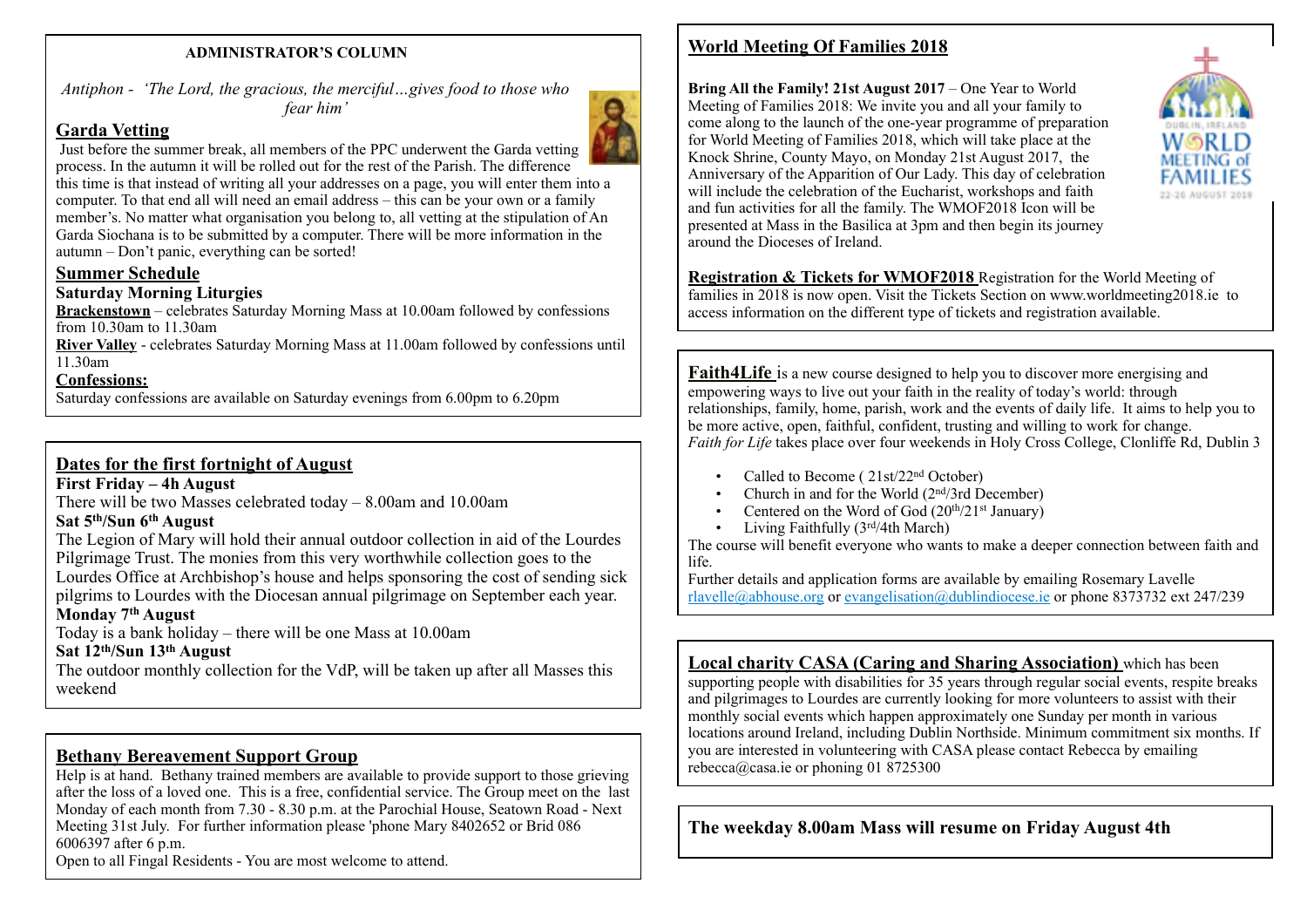**ADMINISTRATOR'S COLUMN**

*Antiphon - 'The Lord, the gracious, the merciful…gives food to those who fear him'*

## Garda Vetting

Just before the summer break, all members of the PPC underwent the Garda vetting process. In the autumn it will be rolled out for the rest of the Parish. The difference this time is that instead of writing all your addresses on a page, you will enter them into a computer. To that end all will need an email address – this can be your own or a family member's. No matter what organisation you belong to, all vetting at the stipulation of An Garda Siochana is to be submitted by a computer. There will be more information in the autumn – Don't panic, everything can be sorted!

## Summer Schedule

### Saturday Morning Liturgies

**Brackenstown** – celebrates Saturday Morning Mass at 10.00am followed by confessions from 10.30am to 11.30am

**River Valley** - celebrates Saturday Morning Mass at 11.00am followed by confessions until 11.30am

**Confessions:**

Saturday confessions are available on Saturday evenings from 6.00pm to 6.20pm

## Dates for the first fortnight of August

**First Friday – 4h August**

There will be two Masses celebrated today – 8.00am and 10.00am

**Sat 5th/Sun 6th August**

The Legion of Mary will hold their annual outdoor collection in aid of the Lourdes Pilgrimage Trust. The monies from this very worthwhile collection goes to the Lourdes Office at Archbishop's house and helps sponsoring the cost of sending sick pilgrims to Lourdes with the Diocesan annual pilgrimage on September each year.

**Monday 7th August**

Today is a bank holiday – there will be one Mass at 10.00am

**Sat 12th/Sun 13th August**

The outdoor monthly collection for the VdP, will be taken up after all Masses this weekend

## Bethany Bereavement Support Group

Help is at hand. Bethany trained members are available to provide support to those grieving after the loss of a loved one. This is a free, confidential service. The Group meet on the last Monday of each month from 7.30 - 8.30 p.m. at the Parochial House, Seatown Road - Next Meeting 31st July. For further information please 'phone Mary 8402652 or Brid 086 6006397 after 6 p.m.

Open to all Fingal Residents - You are most welcome to attend.

## World Meeting Of Families 2018

**Bring All the Family! 21st August 2017** – One Year to World Meeting of Families 2018: We invite you and all your family to come along to the launch of the one-year programme of preparation for World Meeting of Families 2018, which will take place at the Knock Shrine, County Mayo, on Monday 21st August 2017, the Anniversary of the Apparition of Our Lady. This day of celebration will include the celebration of the Eucharist, workshops and faith and fun activities for all the family. The WMOF2018 Icon will be presented at Mass in the Basilica at 3pm and then begin its journey around the Dioceses of Ireland.

**Registration & Tickets for WMOF2018** Registration for the World Meeting of families in 2018 is now open. Visit the Tickets Section on www.worldmeeting2018.ie to access information on the different type of tickets and registration available.

**Faith4Life** is a new course designed to help you to discover more energising and empowering ways to live out your faith in the reality of today's world: through relationships, family, home, parish, work and the events of daily life. It aims to help you to be more active, open, faithful, confident, trusting and willing to work for change. *Faith for Life* takes place over four weekends in Holy Cross College, Clonliffe Rd, Dublin 3

- Called to Become ( 21st/22nd October)
- Church in and for the World (2nd/3rd December)
- Centered on the Word of God (20th/21st January)
- Living Faithfully (3rd/4th March)

The course will benefit everyone who wants to make a deeper connection between faith and life.

Further details and application forms are available by emailing Rosemary Lavelle rlavelle@abhouse.org or evangelisation@dublindiocese.ie or phone 8373732 ext 247/239

**Local charity CASA (Caring and Sharing Association)** which has been supporting people with disabilities for 35 years through regular social events, respite breaks and pilgrimages to Lourdes are currently looking for more volunteers to assist with their monthly social events which happen approximately one Sunday per month in various locations around Ireland, including Dublin Northside. Minimum commitment six months. If you are interested in volunteering with CASA please contact Rebecca by emailing rebecca@casa.ie or phoning 01 8725300

**The weekday 8.00am Mass will resume on Friday August 4th**